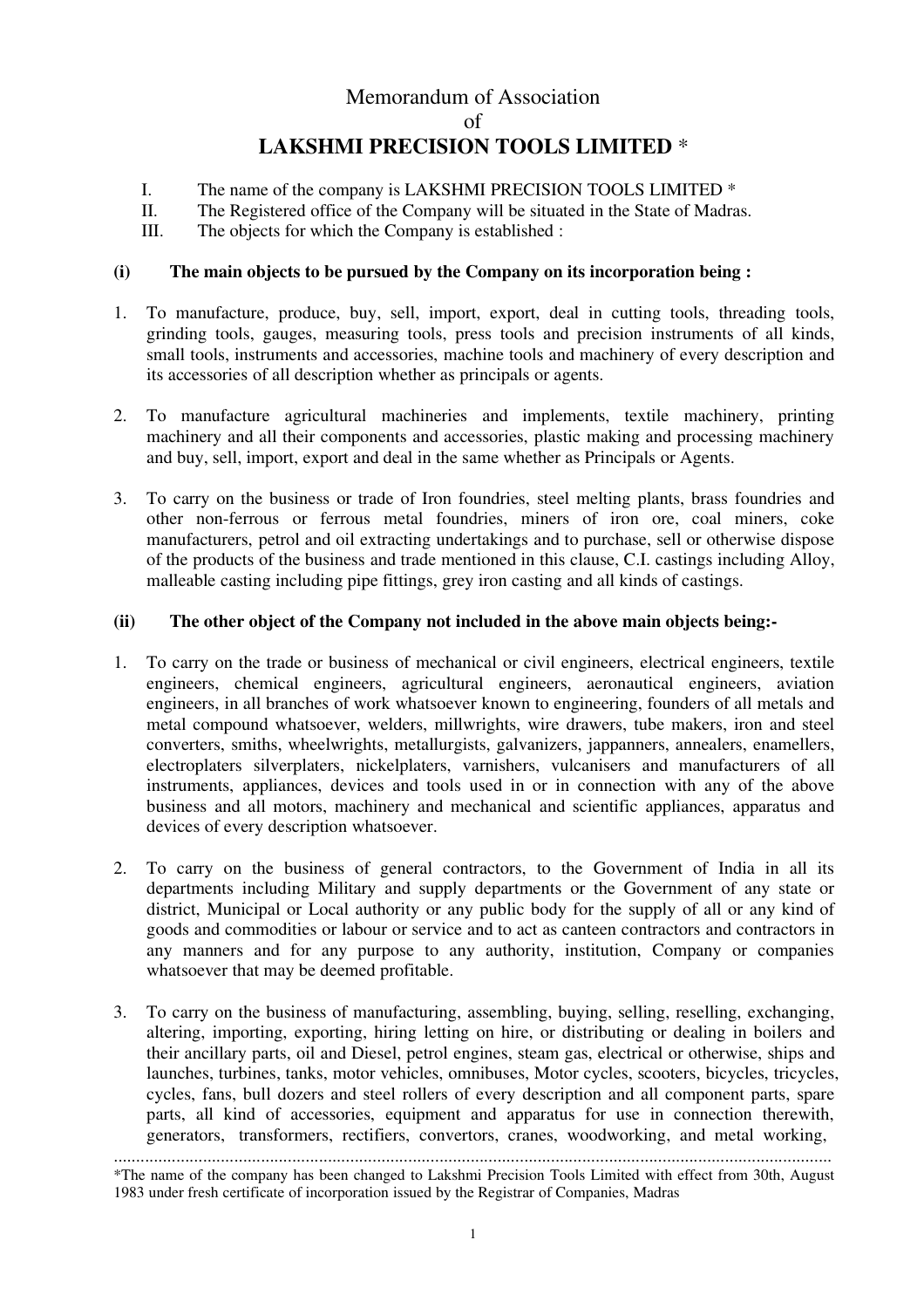# Memorandum of Association
of
# LAKSHMI PRECISION TOOLS LIMITED *

I. The name of the company is LAKSHMI PRECISION TOOLS LIMITED *

II. The Registered office of the Company will be situated in the State of Madras.

III. The objects for which the Company is established :

**(i) The main objects to be pursued by the Company on its incorporation being :**

1. To manufacture, produce, buy, sell, import, export, deal in cutting tools, threading tools, grinding tools, gauges, measuring tools, press tools and precision instruments of all kinds, small tools, instruments and accessories, machine tools and machinery of every description and its accessories of all description whether as principals or agents.

2. To manufacture agricultural machineries and implements, textile machinery, printing machinery and all their components and accessories, plastic making and processing machinery and buy, sell, import, export and deal in the same whether as Principals or Agents.

3. To carry on the business or trade of Iron foundries, steel melting plants, brass foundries and other non-ferrous or ferrous metal foundries, miners of iron ore, coal miners, coke manufacturers, petrol and oil extracting undertakings and to purchase, sell or otherwise dispose of the products of the business and trade mentioned in this clause, C.I. castings including Alloy, malleable casting including pipe fittings, grey iron casting and all kinds of castings.

**(ii) The other object of the Company not included in the above main objects being:-**

1. To carry on the trade or business of mechanical or civil engineers, electrical engineers, textile engineers, chemical engineers, agricultural engineers, aeronautical engineers, aviation engineers, in all branches of work whatsoever known to engineering, founders of all metals and metal compound whatsoever, welders, millwrights, wire drawers, tube makers, iron and steel converters, smiths, wheelwrights, metallurgists, galvanizers, jappanners, annealers, enamellers, electroplaters silverplaters, nickelplaters, varnishers, vulcanisers and manufacturers of all instruments, appliances, devices and tools used in or in connection with any of the above business and all motors, machinery and mechanical and scientific appliances, apparatus and devices of every description whatsoever.

2. To carry on the business of general contractors, to the Government of India in all its departments including Military and supply departments or the Government of any state or district, Municipal or Local authority or any public body for the supply of all or any kind of goods and commodities or labour or service and to act as canteen contractors and contractors in any manners and for any purpose to any authority, institution, Company or companies whatsoever that may be deemed profitable.

3. To carry on the business of manufacturing, assembling, buying, selling, reselling, exchanging, altering, importing, exporting, hiring letting on hire, or distributing or dealing in boilers and their ancillary parts, oil and Diesel, petrol engines, steam gas, electrical or otherwise, ships and launches, turbines, tanks, motor vehicles, omnibuses, Motor cycles, scooters, bicycles, tricycles, cycles, fans, bull dozers and steel rollers of every description and all component parts, spare parts, all kind of accessories, equipment and apparatus for use in connection therewith, generators, transformers, rectifiers, convertors, cranes, woodworking, and metal working,

---

*The name of the company has been changed to Lakshmi Precision Tools Limited with effect from 30th, August 1983 under fresh certificate of incorporation issued by the Registrar of Companies, Madras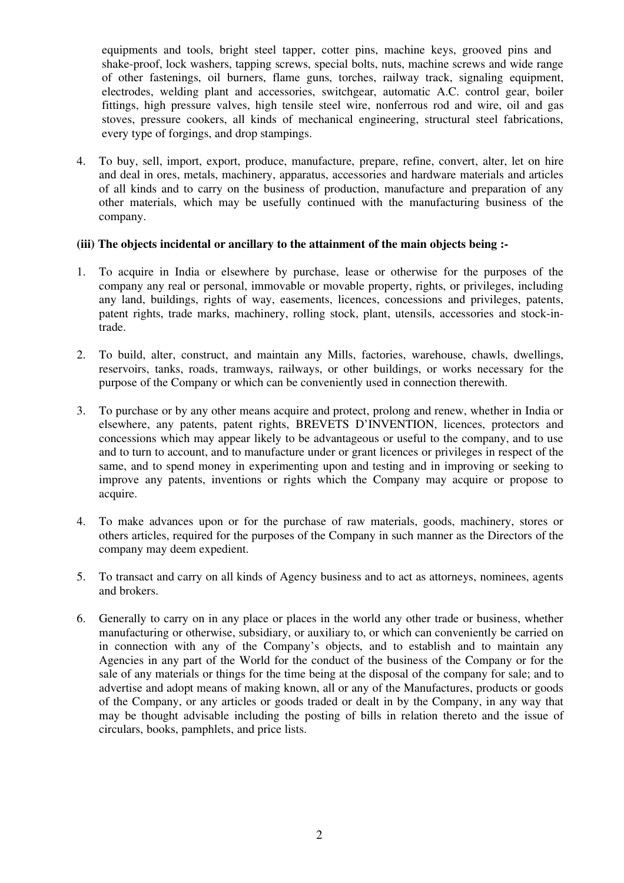equipments and tools, bright steel tapper, cotter pins, machine keys, grooved pins and shake-proof, lock washers, tapping screws, special bolts, nuts, machine screws and wide range of other fastenings, oil burners, flame guns, torches, railway track, signaling equipment, electrodes, welding plant and accessories, switchgear, automatic A.C. control gear, boiler fittings, high pressure valves, high tensile steel wire, nonferrous rod and wire, oil and gas stoves, pressure cookers, all kinds of mechanical engineering, structural steel fabrications, every type of forgings, and drop stampings.

4. To buy, sell, import, export, produce, manufacture, prepare, refine, convert, alter, let on hire and deal in ores, metals, machinery, apparatus, accessories and hardware materials and articles of all kinds and to carry on the business of production, manufacture and preparation of any other materials, which may be usefully continued with the manufacturing business of the company.

**(iii) The objects incidental or ancillary to the attainment of the main objects being :-**

1. To acquire in India or elsewhere by purchase, lease or otherwise for the purposes of the company any real or personal, immovable or movable property, rights, or privileges, including any land, buildings, rights of way, easements, licences, concessions and privileges, patents, patent rights, trade marks, machinery, rolling stock, plant, utensils, accessories and stock-in-trade.

2. To build, alter, construct, and maintain any Mills, factories, warehouse, chawls, dwellings, reservoirs, tanks, roads, tramways, railways, or other buildings, or works necessary for the purpose of the Company or which can be conveniently used in connection therewith.

3. To purchase or by any other means acquire and protect, prolong and renew, whether in India or elsewhere, any patents, patent rights, BREVETS D'INVENTION, licences, protectors and concessions which may appear likely to be advantageous or useful to the company, and to use and to turn to account, and to manufacture under or grant licences or privileges in respect of the same, and to spend money in experimenting upon and testing and in improving or seeking to improve any patents, inventions or rights which the Company may acquire or propose to acquire.

4. To make advances upon or for the purchase of raw materials, goods, machinery, stores or others articles, required for the purposes of the Company in such manner as the Directors of the company may deem expedient.

5. To transact and carry on all kinds of Agency business and to act as attorneys, nominees, agents and brokers.

6. Generally to carry on in any place or places in the world any other trade or business, whether manufacturing or otherwise, subsidiary, or auxiliary to, or which can conveniently be carried on in connection with any of the Company's objects, and to establish and to maintain any Agencies in any part of the World for the conduct of the business of the Company or for the sale of any materials or things for the time being at the disposal of the company for sale; and to advertise and adopt means of making known, all or any of the Manufactures, products or goods of the Company, or any articles or goods traded or dealt in by the Company, in any way that may be thought advisable including the posting of bills in relation thereto and the issue of circulars, books, pamphlets, and price lists.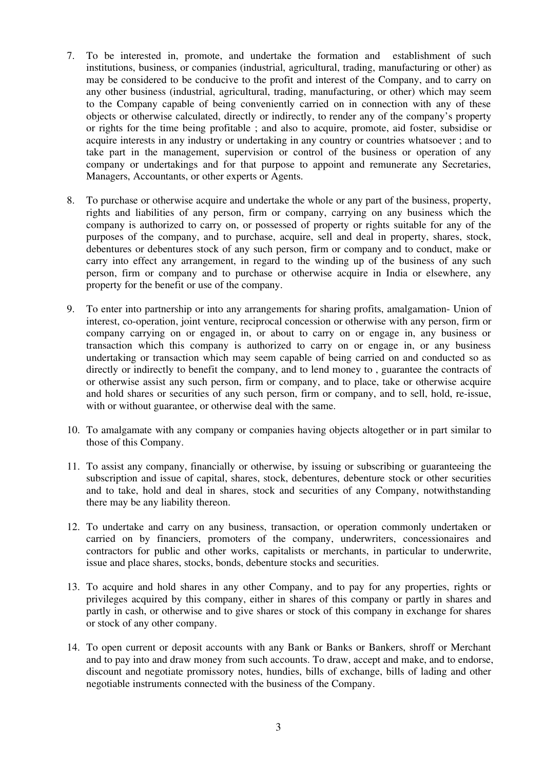7. To be interested in, promote, and undertake the formation and establishment of such institutions, business, or companies (industrial, agricultural, trading, manufacturing or other) as may be considered to be conducive to the profit and interest of the Company, and to carry on any other business (industrial, agricultural, trading, manufacturing, or other) which may seem to the Company capable of being conveniently carried on in connection with any of these objects or otherwise calculated, directly or indirectly, to render any of the company's property or rights for the time being profitable ; and also to acquire, promote, aid foster, subsidise or acquire interests in any industry or undertaking in any country or countries whatsoever ; and to take part in the management, supervision or control of the business or operation of any company or undertakings and for that purpose to appoint and remunerate any Secretaries, Managers, Accountants, or other experts or Agents.

8. To purchase or otherwise acquire and undertake the whole or any part of the business, property, rights and liabilities of any person, firm or company, carrying on any business which the company is authorized to carry on, or possessed of property or rights suitable for any of the purposes of the company, and to purchase, acquire, sell and deal in property, shares, stock, debentures or debentures stock of any such person, firm or company and to conduct, make or carry into effect any arrangement, in regard to the winding up of the business of any such person, firm or company and to purchase or otherwise acquire in India or elsewhere, any property for the benefit or use of the company.

9. To enter into partnership or into any arrangements for sharing profits, amalgamation- Union of interest, co-operation, joint venture, reciprocal concession or otherwise with any person, firm or company carrying on or engaged in, or about to carry on or engage in, any business or transaction which this company is authorized to carry on or engage in, or any business undertaking or transaction which may seem capable of being carried on and conducted so as directly or indirectly to benefit the company, and to lend money to , guarantee the contracts of or otherwise assist any such person, firm or company, and to place, take or otherwise acquire and hold shares or securities of any such person, firm or company, and to sell, hold, re-issue, with or without guarantee, or otherwise deal with the same.

10. To amalgamate with any company or companies having objects altogether or in part similar to those of this Company.

11. To assist any company, financially or otherwise, by issuing or subscribing or guaranteeing the subscription and issue of capital, shares, stock, debentures, debenture stock or other securities and to take, hold and deal in shares, stock and securities of any Company, notwithstanding there may be any liability thereon.

12. To undertake and carry on any business, transaction, or operation commonly undertaken or carried on by financiers, promoters of the company, underwriters, concessionaires and contractors for public and other works, capitalists or merchants, in particular to underwrite, issue and place shares, stocks, bonds, debenture stocks and securities.

13. To acquire and hold shares in any other Company, and to pay for any properties, rights or privileges acquired by this company, either in shares of this company or partly in shares and partly in cash, or otherwise and to give shares or stock of this company in exchange for shares or stock of any other company.

14. To open current or deposit accounts with any Bank or Banks or Bankers, shroff or Merchant and to pay into and draw money from such accounts. To draw, accept and make, and to endorse, discount and negotiate promissory notes, hundies, bills of exchange, bills of lading and other negotiable instruments connected with the business of the Company.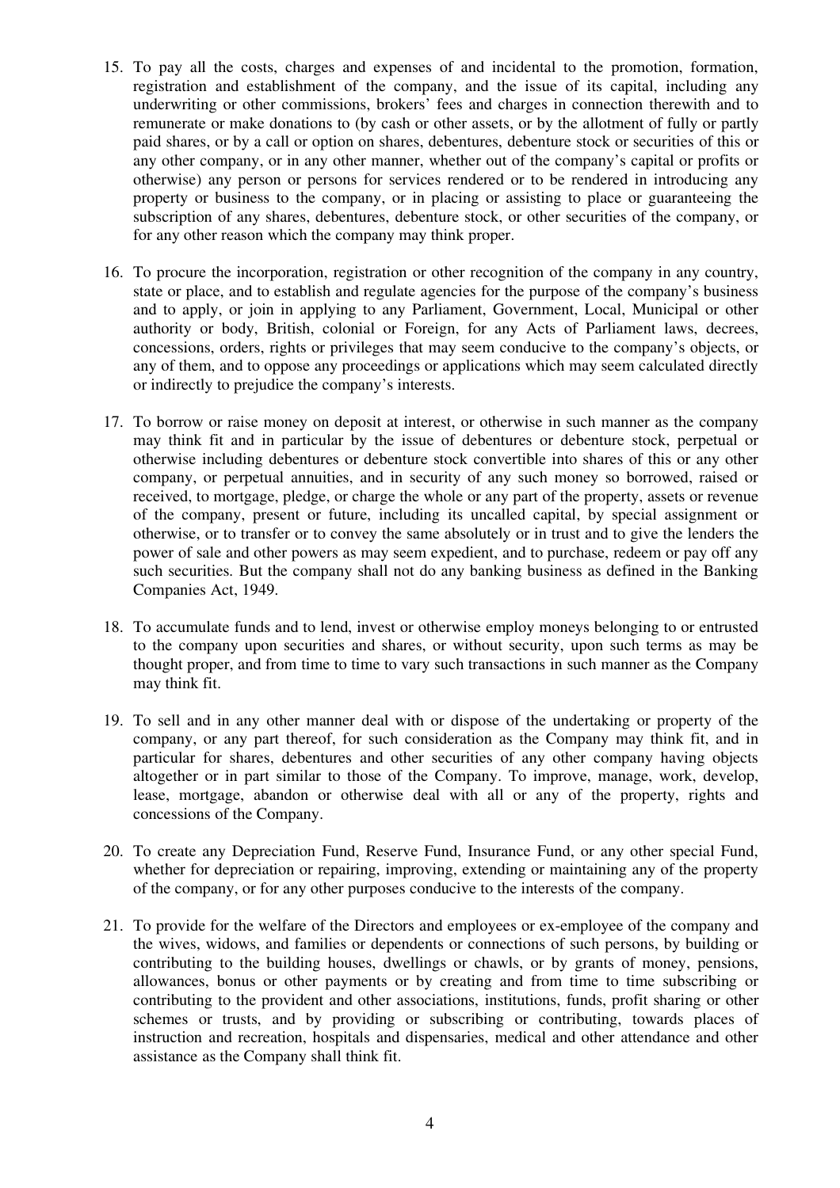15. To pay all the costs, charges and expenses of and incidental to the promotion, formation, registration and establishment of the company, and the issue of its capital, including any underwriting or other commissions, brokers' fees and charges in connection therewith and to remunerate or make donations to (by cash or other assets, or by the allotment of fully or partly paid shares, or by a call or option on shares, debentures, debenture stock or securities of this or any other company, or in any other manner, whether out of the company's capital or profits or otherwise) any person or persons for services rendered or to be rendered in introducing any property or business to the company, or in placing or assisting to place or guaranteeing the subscription of any shares, debentures, debenture stock, or other securities of the company, or for any other reason which the company may think proper.

16. To procure the incorporation, registration or other recognition of the company in any country, state or place, and to establish and regulate agencies for the purpose of the company's business and to apply, or join in applying to any Parliament, Government, Local, Municipal or other authority or body, British, colonial or Foreign, for any Acts of Parliament laws, decrees, concessions, orders, rights or privileges that may seem conducive to the company's objects, or any of them, and to oppose any proceedings or applications which may seem calculated directly or indirectly to prejudice the company's interests.

17. To borrow or raise money on deposit at interest, or otherwise in such manner as the company may think fit and in particular by the issue of debentures or debenture stock, perpetual or otherwise including debentures or debenture stock convertible into shares of this or any other company, or perpetual annuities, and in security of any such money so borrowed, raised or received, to mortgage, pledge, or charge the whole or any part of the property, assets or revenue of the company, present or future, including its uncalled capital, by special assignment or otherwise, or to transfer or to convey the same absolutely or in trust and to give the lenders the power of sale and other powers as may seem expedient, and to purchase, redeem or pay off any such securities. But the company shall not do any banking business as defined in the Banking Companies Act, 1949.

18. To accumulate funds and to lend, invest or otherwise employ moneys belonging to or entrusted to the company upon securities and shares, or without security, upon such terms as may be thought proper, and from time to time to vary such transactions in such manner as the Company may think fit.

19. To sell and in any other manner deal with or dispose of the undertaking or property of the company, or any part thereof, for such consideration as the Company may think fit, and in particular for shares, debentures and other securities of any other company having objects altogether or in part similar to those of the Company. To improve, manage, work, develop, lease, mortgage, abandon or otherwise deal with all or any of the property, rights and concessions of the Company.

20. To create any Depreciation Fund, Reserve Fund, Insurance Fund, or any other special Fund, whether for depreciation or repairing, improving, extending or maintaining any of the property of the company, or for any other purposes conducive to the interests of the company.

21. To provide for the welfare of the Directors and employees or ex-employee of the company and the wives, widows, and families or dependents or connections of such persons, by building or contributing to the building houses, dwellings or chawls, or by grants of money, pensions, allowances, bonus or other payments or by creating and from time to time subscribing or contributing to the provident and other associations, institutions, funds, profit sharing or other schemes or trusts, and by providing or subscribing or contributing, towards places of instruction and recreation, hospitals and dispensaries, medical and other attendance and other assistance as the Company shall think fit.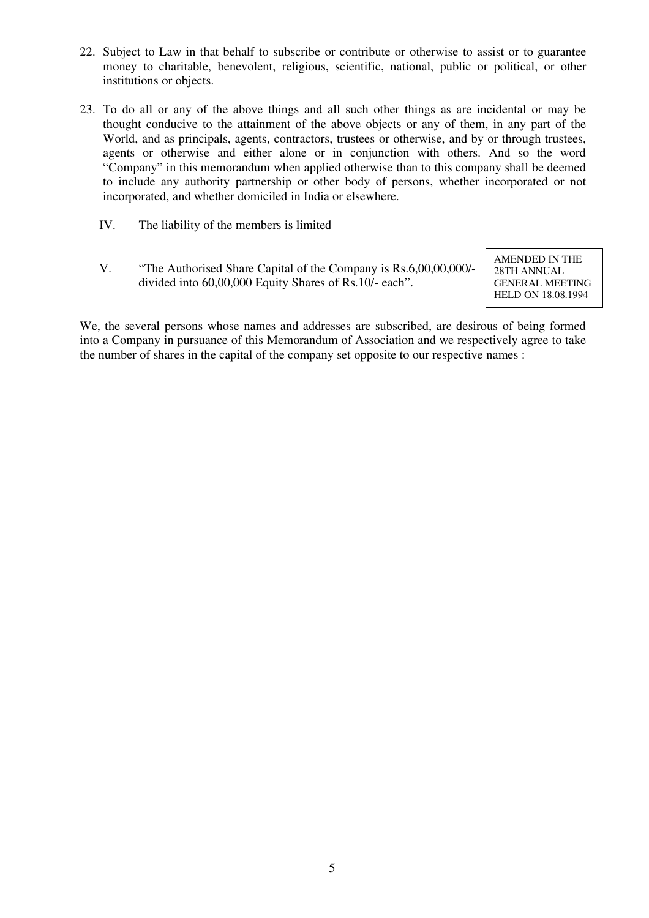22. Subject to Law in that behalf to subscribe or contribute or otherwise to assist or to guarantee money to charitable, benevolent, religious, scientific, national, public or political, or other institutions or objects.

23. To do all or any of the above things and all such other things as are incidental or may be thought conducive to the attainment of the above objects or any of them, in any part of the World, and as principals, agents, contractors, trustees or otherwise, and by or through trustees, agents or otherwise and either alone or in conjunction with others. And so the word "Company" in this memorandum when applied otherwise than to this company shall be deemed to include any authority partnership or other body of persons, whether incorporated or not incorporated, and whether domiciled in India or elsewhere.

IV. The liability of the members is limited

V. "The Authorised Share Capital of the Company is Rs.6,00,00,000/- divided into 60,00,000 Equity Shares of Rs.10/- each".

AMENDED IN THE 28TH ANNUAL GENERAL MEETING HELD ON 18.08.1994

We, the several persons whose names and addresses are subscribed, are desirous of being formed into a Company in pursuance of this Memorandum of Association and we respectively agree to take the number of shares in the capital of the company set opposite to our respective names :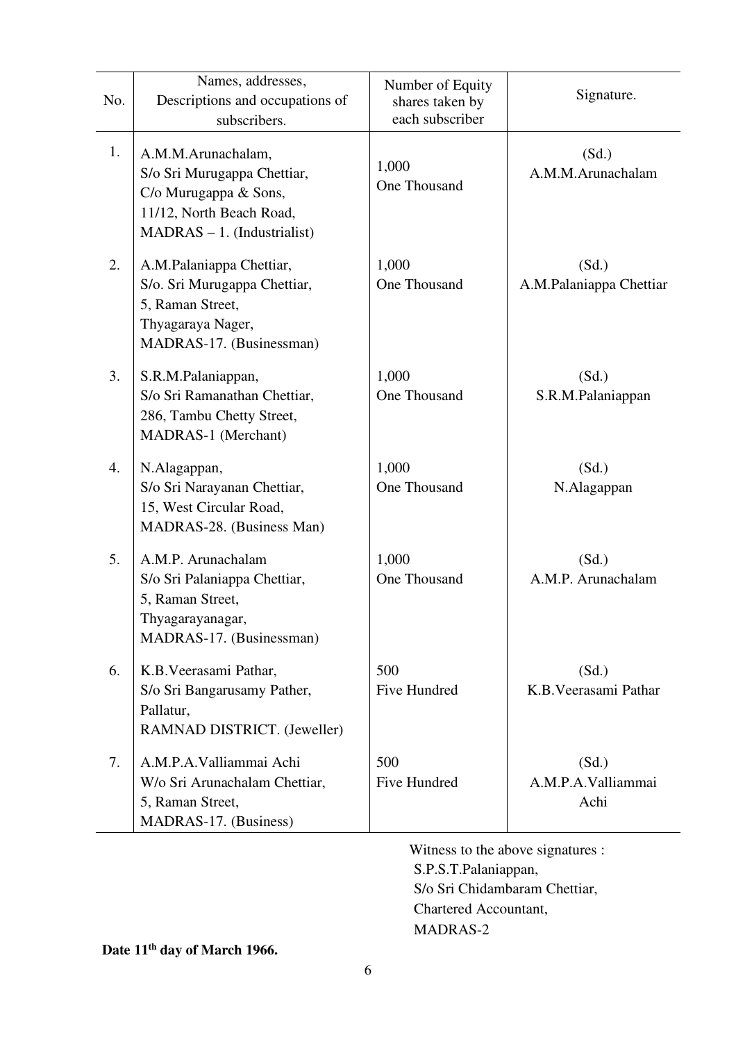| No. | Names, addresses, Descriptions and occupations of subscribers. | Number of Equity shares taken by each subscriber | Signature. |
|---|---|---|---|
| 1. | A.M.M.Arunachalam, S/o Sri Murugappa Chettiar, C/o Murugappa & Sons, 11/12, North Beach Road, MADRAS – 1. (Industrialist) | 1,000 One Thousand | (Sd.) A.M.M.Arunachalam |
| 2. | A.M.Palaniappa Chettiar, S/o. Sri Murugappa Chettiar, 5, Raman Street, Thyagaraya Nager, MADRAS-17. (Businessman) | 1,000 One Thousand | (Sd.) A.M.Palaniappa Chettiar |
| 3. | S.R.M.Palaniappan, S/o Sri Ramanathan Chettiar, 286, Tambu Chetty Street, MADRAS-1 (Merchant) | 1,000 One Thousand | (Sd.) S.R.M.Palaniappan |
| 4. | N.Alagappan, S/o Sri Narayanan Chettiar, 15, West Circular Road, MADRAS-28. (Business Man) | 1,000 One Thousand | (Sd.) N.Alagappan |
| 5. | A.M.P. Arunachalam S/o Sri Palaniappa Chettiar, 5, Raman Street, Thyagarayanagar, MADRAS-17. (Businessman) | 1,000 One Thousand | (Sd.) A.M.P. Arunachalam |
| 6. | K.B.Veerasami Pathar, S/o Sri Bangarusamy Pather, Pallatur, RAMNAD DISTRICT. (Jeweller) | 500 Five Hundred | (Sd.) K.B.Veerasami Pathar |
| 7. | A.M.P.A.Valliammai Achi W/o Sri Arunachalam Chettiar, 5, Raman Street, MADRAS-17. (Business) | 500 Five Hundred | (Sd.) A.M.P.A.Valliammai Achi |

Witness to the above signatures :
S.P.S.T.Palaniappan,
S/o Sri Chidambaram Chettiar,
Chartered Accountant,
MADRAS-2

**Date 11th day of March 1966.**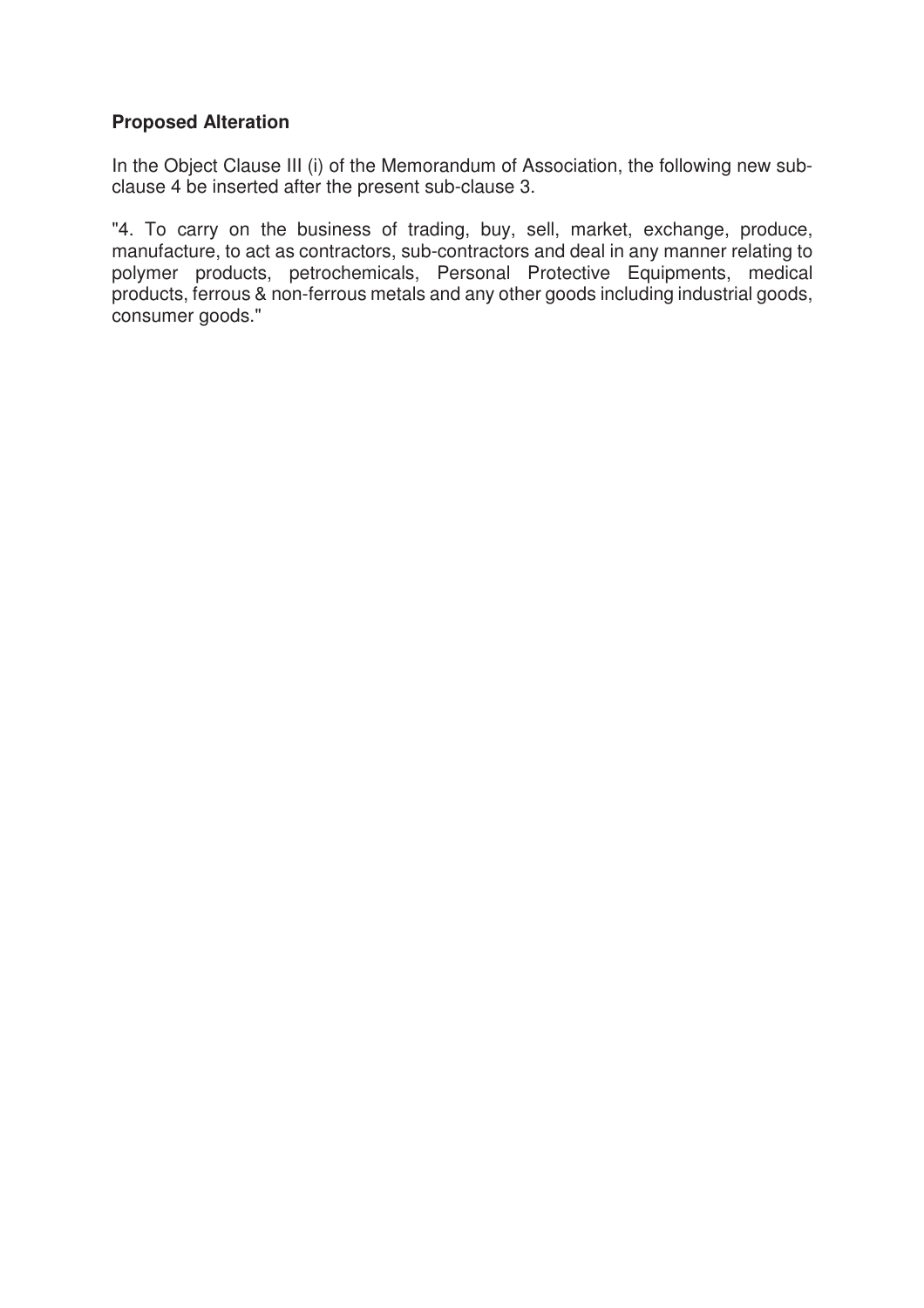**Proposed Alteration**

In the Object Clause III (i) of the Memorandum of Association, the following new sub-clause 4 be inserted after the present sub-clause 3.

"4. To carry on the business of trading, buy, sell, market, exchange, produce, manufacture, to act as contractors, sub-contractors and deal in any manner relating to polymer products, petrochemicals, Personal Protective Equipments, medical products, ferrous & non-ferrous metals and any other goods including industrial goods, consumer goods."